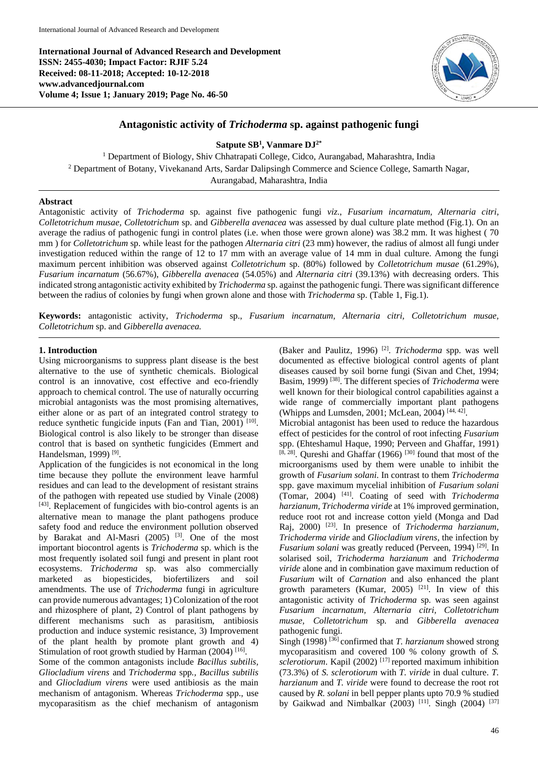International Journal of Advanced Research and Development
ISSN: 2455-4030; Impact Factor: RJIF 5.24
Received: 08-11-2018; Accepted: 10-12-2018
www.advancedjournal.com

# Antagonistic activity of *Trichoderma* sp. against pathogenic fungi

**Satpute SB[1], Vanmare DJ[2*]**

[1] Department of Biology, Shiv Chhatrapati College, Cidco, Aurangabad, Maharashtra, India
[2] Department of Botany, Vivekanand Arts, Sardar Dalipsingh Commerce and Science College, Samarth Nagar, Aurangabad, Maharashtra, India

## Abstract

Antagonistic activity of *Trichoderma* sp. against five pathogenic fungi *viz*., *Fusarium incarnatum, Alternaria citri, Colletotrichum musae, Colletotrichum* sp. and *Gibberella avenacea* was assessed by dual culture plate method (Fig.1). On an average the radius of pathogenic fungi in control plates (i.e. when those were grown alone) was 38.2 mm. It was highest ( 70 mm ) for *Colletotrichum* sp. while least for the pathogen *Alternaria citri* (23 mm) however, the radius of almost all fungi under investigation reduced within the range of 12 to 17 mm with an average value of 14 mm in dual culture. Among the fungi maximum percent inhibition was observed against *Colletotrichum* sp. (80%) followed by *Colletotrichum musae* (61.29%), *Fusarium incarnatum* (56.67%), *Gibberella avenacea* (54.05%) and *Alternaria citri* (39.13%) with decreasing orders. This indicated strong antagonistic activity exhibited by *Trichoderma* sp. against the pathogenic fungi. There was significant difference between the radius of colonies by fungi when grown alone and those with *Trichoderma* sp. (Table 1, Fig.1).

**Keywords:** antagonistic activity, *Trichoderma* sp., *Fusarium incarnatum, Alternaria citri, Colletotrichum musae, Colletotrichum* sp. and *Gibberella avenacea.*

## 1. Introduction

Using microorganisms to suppress plant disease is the best alternative to the use of synthetic chemicals. Biological control is an innovative, cost effective and eco-friendly approach to chemical control. The use of naturally occurring microbial antagonists was the most promising alternatives, either alone or as part of an integrated control strategy to reduce synthetic fungicide inputs (Fan and Tian, 2001) [10]. Biological control is also likely to be stronger than disease control that is based on synthetic fungicides (Emmert and Handelsman, 1999) [9].

Application of the fungicides is not economical in the long time because they pollute the environment leave harmful residues and can lead to the development of resistant strains of the pathogen with repeated use studied by Vinale (2008) [43]. Replacement of fungicides with bio-control agents is an alternative mean to manage the plant pathogens produce safety food and reduce the environment pollution observed by Barakat and Al-Masri (2005) [3]. One of the most important biocontrol agents is *Trichoderma* sp. which is the most frequently isolated soil fungi and present in plant root ecosystems. *Trichoderma* sp. was also commercially marketed as biopesticides, biofertilizers and soil amendments. The use of *Trichoderma* fungi in agriculture can provide numerous advantages; 1) Colonization of the root and rhizosphere of plant, 2) Control of plant pathogens by different mechanisms such as parasitism, antibiosis production and induce systemic resistance, 3) Improvement of the plant health by promote plant growth and 4) Stimulation of root growth studied by Harman (2004) [16].

Some of the common antagonists include *Bacillus subtilis, Gliocladium virens* and *Trichoderma* spp., *Bacillus subtilis* and *Gliocladium virens* were used antibiosis as the main mechanism of antagonism. Whereas *Trichoderma* spp., use mycoparasitism as the chief mechanism of antagonism (Baker and Paulitz, 1996) [2]. *Trichoderma* spp. was well documented as effective biological control agents of plant diseases caused by soil borne fungi (Sivan and Chet, 1994; Basim, 1999) [38]. The different species of *Trichoderma* were well known for their biological control capabilities against a wide range of commercially important plant pathogens (Whipps and Lumsden, 2001; McLean, 2004) [44, 42].

Microbial antagonist has been used to reduce the hazardous effect of pesticides for the control of root infecting *Fusarium* spp. (Ehteshamul Haque, 1990; Perveen and Ghaffar, 1991) [8, 28]. Qureshi and Ghaffar (1966) [30] found that most of the microorganisms used by them were unable to inhibit the growth of *Fusarium solani*. In contrast to them *Trichoderma* spp. gave maximum mycelial inhibition of *Fusarium solani* (Tomar, 2004) [41]. Coating of seed with *Trichoderma harzianum*, *Trichoderma viride* at 1% improved germination, reduce root rot and increase cotton yield (Monga and Dad Raj, 2000) [23]. In presence of *Trichoderma harzianum*, *Trichoderma viride* and *Gliocladium virens*, the infection by *Fusarium solani* was greatly reduced (Perveen, 1994) [29]. In solarised soil, *Trichoderma harzianum* and *Trichoderma viride* alone and in combination gave maximum reduction of *Fusarium* wilt of *Carnation* and also enhanced the plant growth parameters (Kumar, 2005) [21]. In view of this antagonistic activity of *Trichoderma* sp. was seen against *Fusarium incarnatum, Alternaria citri, Colletotrichum musae, Colletotrichum* sp. and *Gibberella avenacea* pathogenic fungi.

Singh (1998) [36] confirmed that *T. harzianum* showed strong mycoparasitism and covered 100 % colony growth of *S. sclerotiorum*. Kapil (2002) [17] reported maximum inhibition (73.3%) of *S. sclerotiorum* with *T. viride* in dual culture. *T. harzianum* and *T. viride* were found to decrease the root rot caused by *R. solani* in bell pepper plants upto 70.9 % studied by Gaikwad and Nimbalkar (2003) [11]. Singh (2004) [37]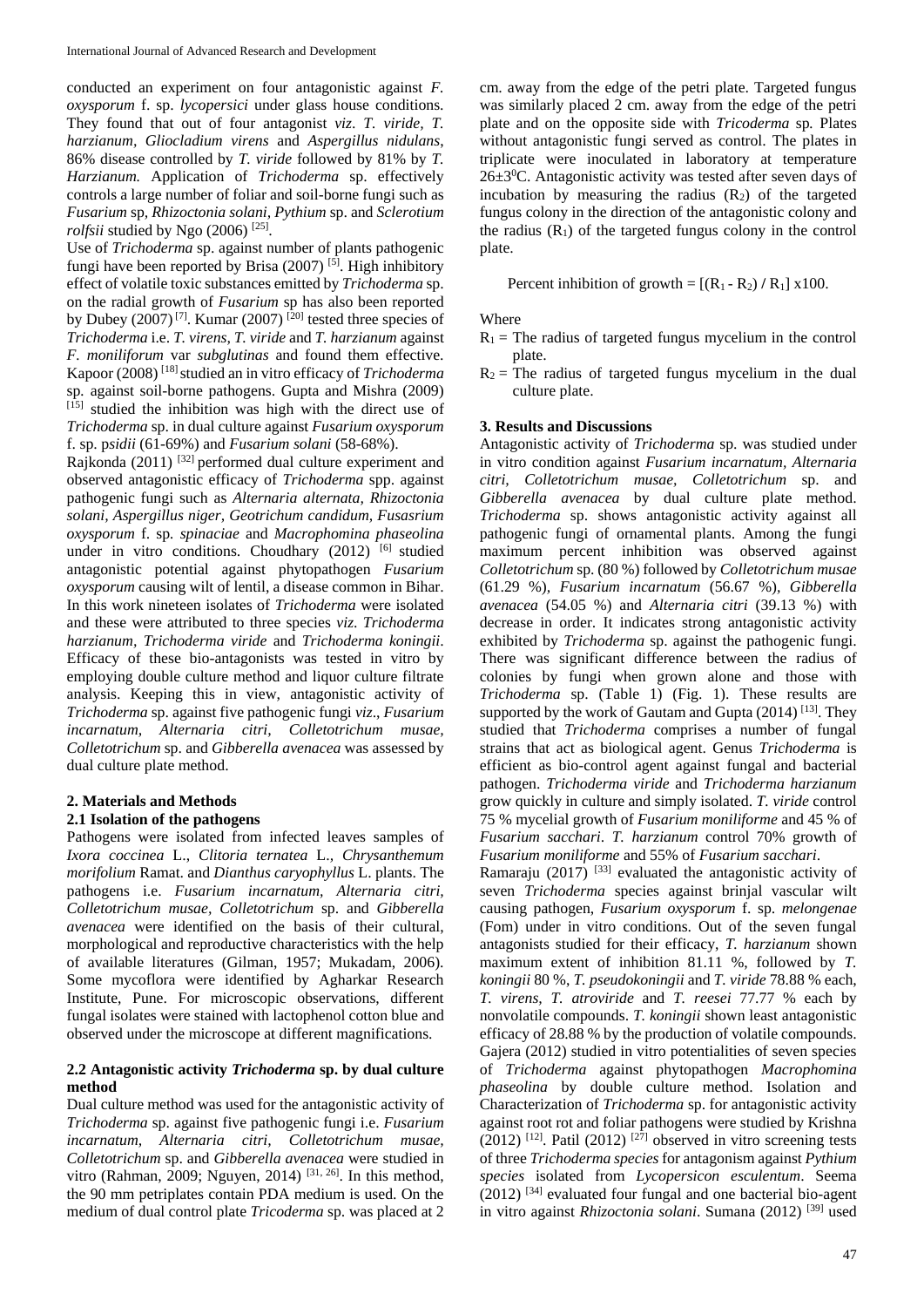conducted an experiment on four antagonistic against *F. oxysporum* f. sp. *lycopersici* under glass house conditions. They found that out of four antagonist *viz*. *T. viride*, *T. harzianum*, *Gliocladium virens* and *Aspergillus nidulans*, 86% disease controlled by *T. viride* followed by 81% by *T. Harzianum.* Application of *Trichoderma* sp. effectively controls a large number of foliar and soil-borne fungi such as *Fusarium* sp, *Rhizoctonia solani, Pythium* sp. and *Sclerotium rolfsii* studied by Ngo (2006) [25].

Use of *Trichoderma* sp. against number of plants pathogenic fungi have been reported by Brisa (2007) [5]. High inhibitory effect of volatile toxic substances emitted by *Trichoderma* sp. on the radial growth of *Fusarium* sp has also been reported by Dubey (2007) [7]. Kumar (2007) [20] tested three species of *Trichoderma* i.e. *T. virens*, *T. viride* and *T. harzianum* against *F. moniliforum* var *subglutinas* and found them effective. Kapoor (2008) [18] studied an in vitro efficacy of *Trichoderma* sp. against soil-borne pathogens. Gupta and Mishra (2009) [15] studied the inhibition was high with the direct use of *Trichoderma* sp. in dual culture against *Fusarium oxysporum* f. sp. p*sidii* (61-69%) and *Fusarium solani* (58-68%).

Rajkonda (2011) [32] performed dual culture experiment and observed antagonistic efficacy of *Trichoderma* spp. against pathogenic fungi such as *Alternaria alternata, Rhizoctonia solani, Aspergillus niger, Geotrichum candidum, Fusasrium oxysporum* f. sp*. spinaciae* and *Macrophomina phaseolina* under in vitro conditions. Choudhary (2012) [6] studied antagonistic potential against phytopathogen *Fusarium oxysporum* causing wilt of lentil, a disease common in Bihar. In this work nineteen isolates of *Trichoderma* were isolated and these were attributed to three species *viz. Trichoderma harzianum, Trichoderma viride* and *Trichoderma koningii*. Efficacy of these bio-antagonists was tested in vitro by employing double culture method and liquor culture filtrate analysis. Keeping this in view, antagonistic activity of *Trichoderma* sp. against five pathogenic fungi *viz*., *Fusarium incarnatum, Alternaria citri, Colletotrichum musae, Colletotrichum* sp. and *Gibberella avenacea* was assessed by dual culture plate method.

## 2. Materials and Methods

### 2.1 Isolation of the pathogens

Pathogens were isolated from infected leaves samples of *Ixora coccinea* L., *Clitoria ternatea* L., *Chrysanthemum morifolium* Ramat. and *Dianthus caryophyllus* L. plants. The pathogens i.e. *Fusarium incarnatum, Alternaria citri, Colletotrichum musae, Colletotrichum* sp. and *Gibberella avenacea* were identified on the basis of their cultural, morphological and reproductive characteristics with the help of available literatures (Gilman, 1957; Mukadam, 2006). Some mycoflora were identified by Agharkar Research Institute, Pune. For microscopic observations, different fungal isolates were stained with lactophenol cotton blue and observed under the microscope at different magnifications.

### 2.2 Antagonistic activity *Trichoderma* sp. by dual culture method

Dual culture method was used for the antagonistic activity of *Trichoderma* sp. against five pathogenic fungi i.e. *Fusarium incarnatum, Alternaria citri, Colletotrichum musae, Colletotrichum* sp. and *Gibberella avenacea* were studied in vitro (Rahman, 2009; Nguyen, 2014) [31, 26]. In this method, the 90 mm petriplates contain PDA medium is used. On the medium of dual control plate *Tricoderma* sp. was placed at 2 cm. away from the edge of the petri plate. Targeted fungus was similarly placed 2 cm. away from the edge of the petri plate and on the opposite side with *Tricoderma* sp*.* Plates without antagonistic fungi served as control. The plates in triplicate were inoculated in laboratory at temperature $26\pm3^0$C. Antagonistic activity was tested after seven days of incubation by measuring the radius ($R_2$) of the targeted fungus colony in the direction of the antagonistic colony and the radius ($R_1$) of the targeted fungus colony in the control plate.

$$\text{Percent inhibition of growth} = [(R_1 - R_2) / R_1] \times 100.$$

Where

- $R_1$ = The radius of targeted fungus mycelium in the control plate.
- $R_2$ = The radius of targeted fungus mycelium in the dual culture plate.

## 3. Results and Discussions

Antagonistic activity of *Trichoderma* sp. was studied under in vitro condition against *Fusarium incarnatum, Alternaria citri, Colletotrichum musae, Colletotrichum* sp. and *Gibberella avenacea* by dual culture plate method. *Trichoderma* sp. shows antagonistic activity against all pathogenic fungi of ornamental plants. Among the fungi maximum percent inhibition was observed against *Colletotrichum* sp. (80 %) followed by *Colletotrichum musae* (61.29 %), *Fusarium incarnatum* (56.67 %), *Gibberella avenacea* (54.05 %) and *Alternaria citri* (39.13 %) with decrease in order. It indicates strong antagonistic activity exhibited by *Trichoderma* sp. against the pathogenic fungi. There was significant difference between the radius of colonies by fungi when grown alone and those with *Trichoderma* sp. (Table 1) (Fig. 1). These results are supported by the work of Gautam and Gupta (2014) [13]. They studied that *Trichoderma* comprises a number of fungal strains that act as biological agent. Genus *Trichoderma* is efficient as bio-control agent against fungal and bacterial pathogen. *Trichoderma viride* and *Trichoderma harzianum* grow quickly in culture and simply isolated. *T. viride* control 75 % mycelial growth of *Fusarium moniliforme* and 45 % of *Fusarium sacchari*. *T. harzianum* control 70% growth of *Fusarium moniliforme* and 55% of *Fusarium sacchari*.

Ramaraju (2017) [33] evaluated the antagonistic activity of seven *Trichoderma* species against brinjal vascular wilt causing pathogen, *Fusarium oxysporum* f. sp. *melongenae* (Fom) under in vitro conditions. Out of the seven fungal antagonists studied for their efficacy, *T. harzianum* shown maximum extent of inhibition 81.11 %, followed by *T. koningii* 80 %, *T. pseudokoningii* and *T. viride* 78.88 % each, *T. virens*, *T. atroviride* and *T. reesei* 77.77 % each by nonvolatile compounds. *T. koningii* shown least antagonistic efficacy of 28.88 % by the production of volatile compounds. Gajera (2012) studied in vitro potentialities of seven species of *Trichoderma* against phytopathogen *Macrophomina phaseolina* by double culture method. Isolation and Characterization of *Trichoderma* sp. for antagonistic activity against root rot and foliar pathogens were studied by Krishna (2012) [12]. Patil (2012) [27] observed in vitro screening tests of three *Trichoderma species* for antagonism against *Pythium species* isolated from *Lycopersicon esculentum*. Seema (2012) [34] evaluated four fungal and one bacterial bio-agent in vitro against *Rhizoctonia solani*. Sumana (2012) [39] used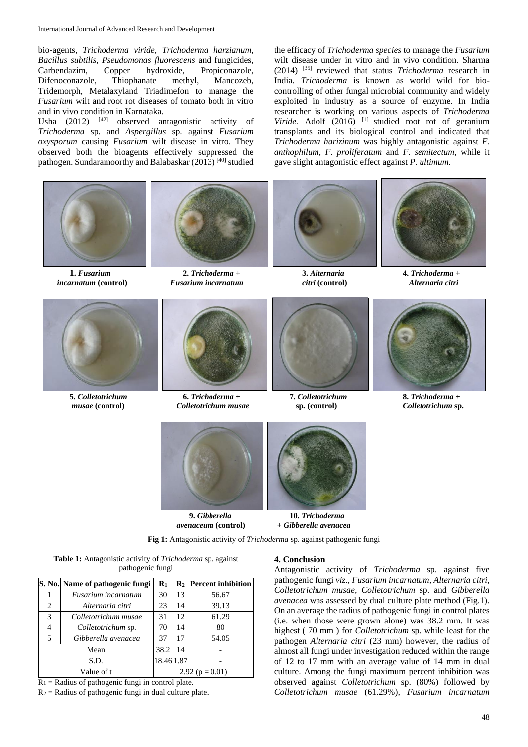bio-agents, *Trichoderma viride, Trichoderma harzianum, Bacillus subtilis, Pseudomonas fluorescens* and fungicides, Carbendazim, Copper hydroxide, Propiconazole, Difenoconazole, Thiophanate methyl, Mancozeb, Tridemorph, Metalaxyland Triadimefon to manage the *Fusarium* wilt and root rot diseases of tomato both in vitro and in vivo condition in Karnataka.

Usha (2012) [42] observed antagonistic activity of *Trichoderma* sp. and *Aspergillus* sp. against *Fusarium oxysporum* causing *Fusarium* wilt disease in vitro. They observed both the bioagents effectively suppressed the pathogen. Sundaramoorthy and Balabaskar (2013) [40] studied the efficacy of *Trichoderma species* to manage the *Fusarium* wilt disease under in vitro and in vivo condition. Sharma (2014) [35] reviewed that status *Trichoderma* research in India. *Trichoderma* is known as world wild for bio-controlling of other fungal microbial community and widely exploited in industry as a source of enzyme. In India researcher is working on various aspects of *Trichoderma Viride.* Adolf (2016) [1] studied root rot of geranium transplants and its biological control and indicated that *Trichoderma harizinum* was highly antagonistic against *F. anthophilum*, *F. proliferatum* and *F. semitectum*, while it gave slight antagonistic effect against *P. ultimum*.

**1.** ***Fusarium incarnatum*** **(control)** **2.** ***Trichoderma*** **+** ***Fusarium incarnatum*** **3.** ***Alternaria citri*** **(control)** **4.** ***Trichoderma*** **+** ***Alternaria citri***

**5.** ***Colletotrichum musae*** **(control)** **6.** ***Trichoderma*** **+** ***Colletotrichum musae*** **7.** ***Colletotrichum*** **sp. (control)** **8.** ***Trichoderma*** **+** ***Colletotrichum*** **sp.**

**9.** ***Gibberella avenaceum*** **(control)** **10.** ***Trichoderma*** **+** ***Gibberella avenacea***

**Fig 1:** Antagonistic activity of *Trichoderma* sp. against pathogenic fungi

**Table 1:** Antagonistic activity of *Trichoderma* sp. against pathogenic fungi

| S. No. | Name of pathogenic fungi | $R_1$ | $R_2$ | Percent inhibition |
|---|---|---|---|---|
| 1 | *Fusarium incarnatum* | 30 | 13 | 56.67 |
| 2 | *Alternaria citri* | 23 | 14 | 39.13 |
| 3 | *Colletotrichum musae* | 31 | 12 | 61.29 |
| 4 | *Colletotrichum* sp. | 70 | 14 | 80 |
| 5 | *Gibberella avenacea* | 37 | 17 | 54.05 |
| Mean | | 38.2 | 14 | - |
| S.D. | | 18.46 | 1.87 | - |
| Value of t | | 2.92 ($p = 0.01$) | | |

$R_1$ = Radius of pathogenic fungi in control plate.

$R_2$ = Radius of pathogenic fungi in dual culture plate.

## 4. Conclusion

Antagonistic activity of *Trichoderma* sp. against five pathogenic fungi *viz*., *Fusarium incarnatum, Alternaria citri, Colletotrichum musae*, *Colletotrichum* sp. and *Gibberella avenacea* was assessed by dual culture plate method (Fig.1). On an average the radius of pathogenic fungi in control plates (i.e. when those were grown alone) was 38.2 mm. It was highest ( 70 mm ) for *Colletotrichum* sp. while least for the pathogen *Alternaria citri* (23 mm) however, the radius of almost all fungi under investigation reduced within the range of 12 to 17 mm with an average value of 14 mm in dual culture. Among the fungi maximum percent inhibition was observed against *Colletotrichum* sp. (80%) followed by *Colletotrichum musae* (61.29%), *Fusarium incarnatum*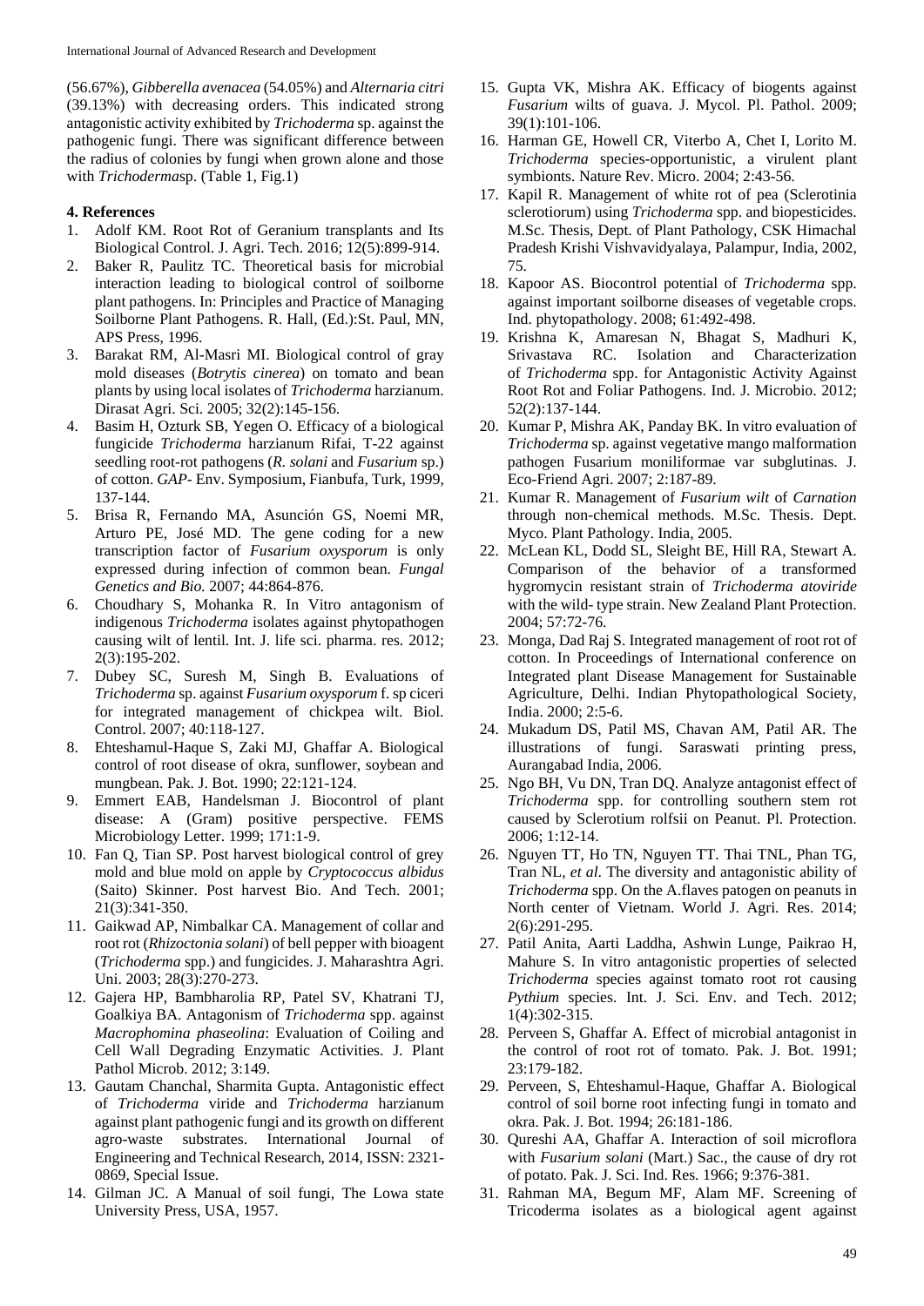(56.67%), *Gibberella avenacea* (54.05%) and *Alternaria citri* (39.13%) with decreasing orders. This indicated strong antagonistic activity exhibited by *Trichoderma* sp. against the pathogenic fungi. There was significant difference between the radius of colonies by fungi when grown alone and those with *Trichoderma*sp. (Table 1, Fig.1)

### 4. References

1. Adolf KM. Root Rot of Geranium transplants and Its Biological Control. J. Agri. Tech. 2016; 12(5):899-914.
2. Baker R, Paulitz TC. Theoretical basis for microbial interaction leading to biological control of soilborne plant pathogens. In: Principles and Practice of Managing Soilborne Plant Pathogens. R. Hall, (Ed.):St. Paul, MN, APS Press, 1996.
3. Barakat RM, Al-Masri MI. Biological control of gray mold diseases (*Botrytis cinerea*) on tomato and bean plants by using local isolates of *Trichoderma* harzianum. Dirasat Agri. Sci. 2005; 32(2):145-156.
4. Basim H, Ozturk SB, Yegen O. Efficacy of a biological fungicide *Trichoderma* harzianum Rifai, T-22 against seedling root-rot pathogens (*R. solani* and *Fusarium* sp.) of cotton. *GAP*- Env. Symposium, Fianbufa, Turk, 1999, 137-144.
5. Brisa R, Fernando MA, Asunción GS, Noemi MR, Arturo PE, José MD. The gene coding for a new transcription factor of *Fusarium oxysporum* is only expressed during infection of common bean. *Fungal Genetics and Bio.* 2007; 44:864-876.
6. Choudhary S, Mohanka R. In Vitro antagonism of indigenous *Trichoderma* isolates against phytopathogen causing wilt of lentil. Int. J. life sci. pharma. res. 2012; 2(3):195-202.
7. Dubey SC, Suresh M, Singh B. Evaluations of *Trichoderma* sp. against *Fusarium oxysporum* f. sp ciceri for integrated management of chickpea wilt. Biol. Control. 2007; 40:118-127.
8. Ehteshamul-Haque S, Zaki MJ, Ghaffar A. Biological control of root disease of okra, sunflower, soybean and mungbean. Pak. J. Bot. 1990; 22:121-124.
9. Emmert EAB, Handelsman J. Biocontrol of plant disease: A (Gram) positive perspective. FEMS Microbiology Letter. 1999; 171:1-9.
10. Fan Q, Tian SP. Post harvest biological control of grey mold and blue mold on apple by *Cryptococcus albidus* (Saito) Skinner. Post harvest Bio. And Tech. 2001; 21(3):341-350.
11. Gaikwad AP, Nimbalkar CA. Management of collar and root rot (*Rhizoctonia solani*) of bell pepper with bioagent (*Trichoderma* spp.) and fungicides. J. Maharashtra Agri. Uni. 2003; 28(3):270-273.
12. Gajera HP, Bambharolia RP, Patel SV, Khatrani TJ, Goalkiya BA. Antagonism of *Trichoderma* spp. against *Macrophomina phaseolina*: Evaluation of Coiling and Cell Wall Degrading Enzymatic Activities. J. Plant Pathol Microb. 2012; 3:149.
13. Gautam Chanchal, Sharmita Gupta. Antagonistic effect of *Trichoderma* viride and *Trichoderma* harzianum against plant pathogenic fungi and its growth on different agro-waste substrates. International Journal of Engineering and Technical Research, 2014, ISSN: 2321-0869, Special Issue.
14. Gilman JC. A Manual of soil fungi, The Lowa state University Press, USA, 1957.
15. Gupta VK, Mishra AK. Efficacy of biogents against *Fusarium* wilts of guava. J. Mycol. Pl. Pathol. 2009; 39(1):101-106.
16. Harman GE, Howell CR, Viterbo A, Chet I, Lorito M. *Trichoderma* species-opportunistic, a virulent plant symbionts. Nature Rev. Micro. 2004; 2:43-56.
17. Kapil R. Management of white rot of pea (Sclerotinia sclerotiorum) using *Trichoderma* spp. and biopesticides. M.Sc. Thesis, Dept. of Plant Pathology, CSK Himachal Pradesh Krishi Vishvavidyalaya, Palampur, India, 2002, 75.
18. Kapoor AS. Biocontrol potential of *Trichoderma* spp. against important soilborne diseases of vegetable crops. Ind. phytopathology. 2008; 61:492-498.
19. Krishna K, Amaresan N, Bhagat S, Madhuri K, Srivastava RC. Isolation and Characterization of *Trichoderma* spp. for Antagonistic Activity Against Root Rot and Foliar Pathogens. Ind. J. Microbio. 2012; 52(2):137-144.
20. Kumar P, Mishra AK, Panday BK. In vitro evaluation of *Trichoderma* sp. against vegetative mango malformation pathogen Fusarium moniliformae var subglutinas. J. Eco-Friend Agri. 2007; 2:187-89.
21. Kumar R. Management of *Fusarium wilt* of *Carnation* through non-chemical methods. M.Sc. Thesis. Dept. Myco. Plant Pathology. India, 2005.
22. McLean KL, Dodd SL, Sleight BE, Hill RA, Stewart A. Comparison of the behavior of a transformed hygromycin resistant strain of *Trichoderma atoviride* with the wild- type strain. New Zealand Plant Protection. 2004; 57:72-76.
23. Monga, Dad Raj S. Integrated management of root rot of cotton. In Proceedings of International conference on Integrated plant Disease Management for Sustainable Agriculture, Delhi. Indian Phytopathological Society, India. 2000; 2:5-6.
24. Mukadum DS, Patil MS, Chavan AM, Patil AR. The illustrations of fungi. Saraswati printing press, Aurangabad India, 2006.
25. Ngo BH, Vu DN, Tran DQ. Analyze antagonist effect of *Trichoderma* spp. for controlling southern stem rot caused by Sclerotium rolfsii on Peanut. Pl. Protection. 2006; 1:12-14.
26. Nguyen TT, Ho TN, Nguyen TT. Thai TNL, Phan TG, Tran NL, *et al*. The diversity and antagonistic ability of *Trichoderma* spp. On the A.flaves patogen on peanuts in North center of Vietnam. World J. Agri. Res. 2014; 2(6):291-295.
27. Patil Anita, Aarti Laddha, Ashwin Lunge, Paikrao H, Mahure S. In vitro antagonistic properties of selected *Trichoderma* species against tomato root rot causing *Pythium* species. Int. J. Sci. Env. and Tech. 2012; 1(4):302-315.
28. Perveen S, Ghaffar A. Effect of microbial antagonist in the control of root rot of tomato. Pak. J. Bot. 1991; 23:179-182.
29. Perveen, S, Ehteshamul-Haque, Ghaffar A. Biological control of soil borne root infecting fungi in tomato and okra. Pak. J. Bot. 1994; 26:181-186.
30. Qureshi AA, Ghaffar A. Interaction of soil microflora with *Fusarium solani* (Mart.) Sac., the cause of dry rot of potato. Pak. J. Sci. Ind. Res. 1966; 9:376-381.
31. Rahman MA, Begum MF, Alam MF. Screening of Tricoderma isolates as a biological agent against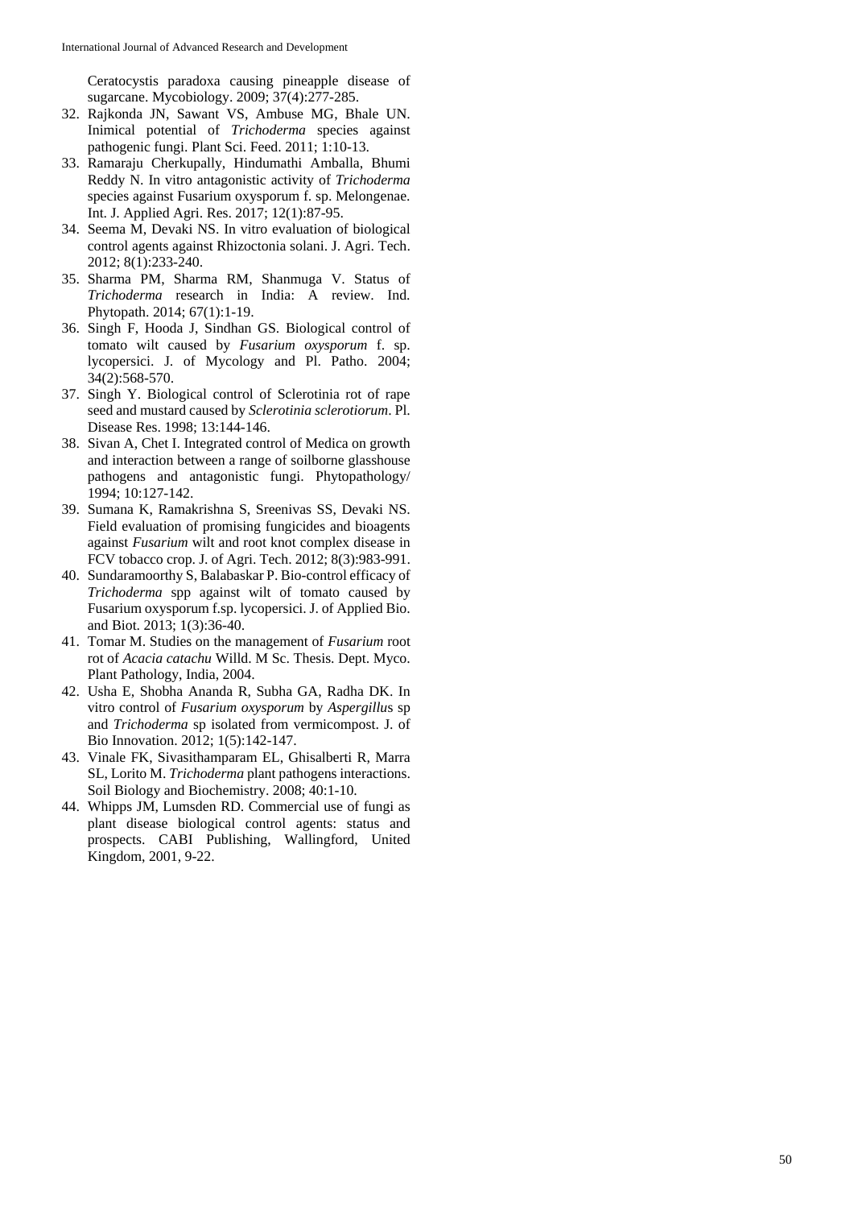Ceratocystis paradoxa causing pineapple disease of sugarcane. Mycobiology. 2009; 37(4):277-285.

32. Rajkonda JN, Sawant VS, Ambuse MG, Bhale UN. Inimical potential of *Trichoderma* species against pathogenic fungi. Plant Sci. Feed. 2011; 1:10-13.
33. Ramaraju Cherkupally, Hindumathi Amballa, Bhumi Reddy N. In vitro antagonistic activity of *Trichoderma* species against Fusarium oxysporum f. sp. Melongenae. Int. J. Applied Agri. Res. 2017; 12(1):87-95.
34. Seema M, Devaki NS. In vitro evaluation of biological control agents against Rhizoctonia solani. J. Agri. Tech. 2012; 8(1):233-240.
35. Sharma PM, Sharma RM, Shanmuga V. Status of *Trichoderma* research in India: A review. Ind. Phytopath. 2014; 67(1):1-19.
36. Singh F, Hooda J, Sindhan GS. Biological control of tomato wilt caused by *Fusarium oxysporum* f. sp. lycopersici. J. of Mycology and Pl. Patho. 2004; 34(2):568-570.
37. Singh Y. Biological control of Sclerotinia rot of rape seed and mustard caused by *Sclerotinia sclerotiorum*. Pl. Disease Res. 1998; 13:144-146.
38. Sivan A, Chet I. Integrated control of Medica on growth and interaction between a range of soilborne glasshouse pathogens and antagonistic fungi. Phytopathology/ 1994; 10:127-142.
39. Sumana K, Ramakrishna S, Sreenivas SS, Devaki NS. Field evaluation of promising fungicides and bioagents against *Fusarium* wilt and root knot complex disease in FCV tobacco crop. J. of Agri. Tech. 2012; 8(3):983-991.
40. Sundaramoorthy S, Balabaskar P. Bio-control efficacy of *Trichoderma* spp against wilt of tomato caused by Fusarium oxysporum f.sp. lycopersici. J. of Applied Bio. and Biot. 2013; 1(3):36-40.
41. Tomar M. Studies on the management of *Fusarium* root rot of *Acacia catachu* Willd. M Sc. Thesis. Dept. Myco. Plant Pathology, India, 2004.
42. Usha E, Shobha Ananda R, Subha GA, Radha DK. In vitro control of *Fusarium oxysporum* by *Aspergillus* sp and *Trichoderma* sp isolated from vermicompost. J. of Bio Innovation. 2012; 1(5):142-147.
43. Vinale FK, Sivasithamparam EL, Ghisalberti R, Marra SL, Lorito M. *Trichoderma* plant pathogens interactions. Soil Biology and Biochemistry. 2008; 40:1-10.
44. Whipps JM, Lumsden RD. Commercial use of fungi as plant disease biological control agents: status and prospects. CABI Publishing, Wallingford, United Kingdom, 2001, 9-22.